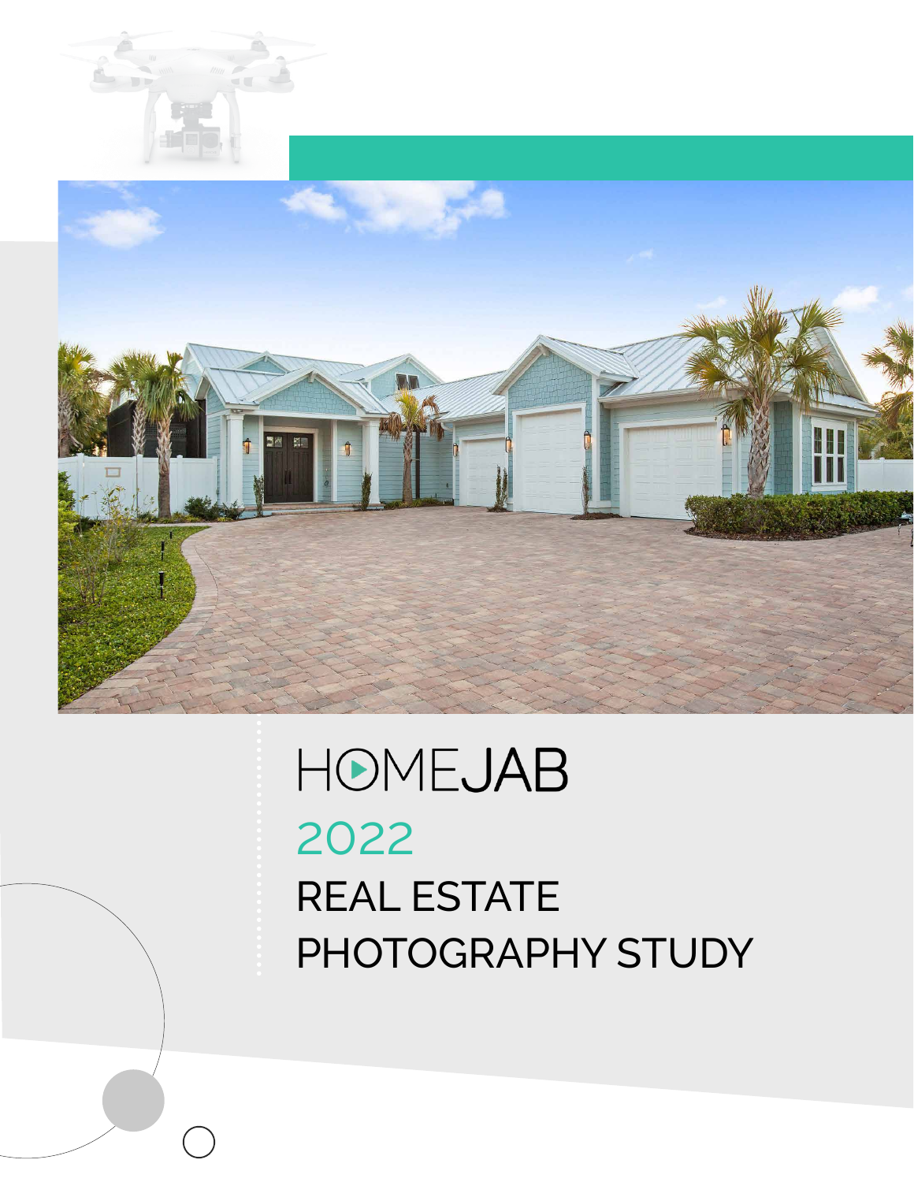# HOMEJAB

## 2022

## REAL ESTATE PHOTOGRAPHY STUDY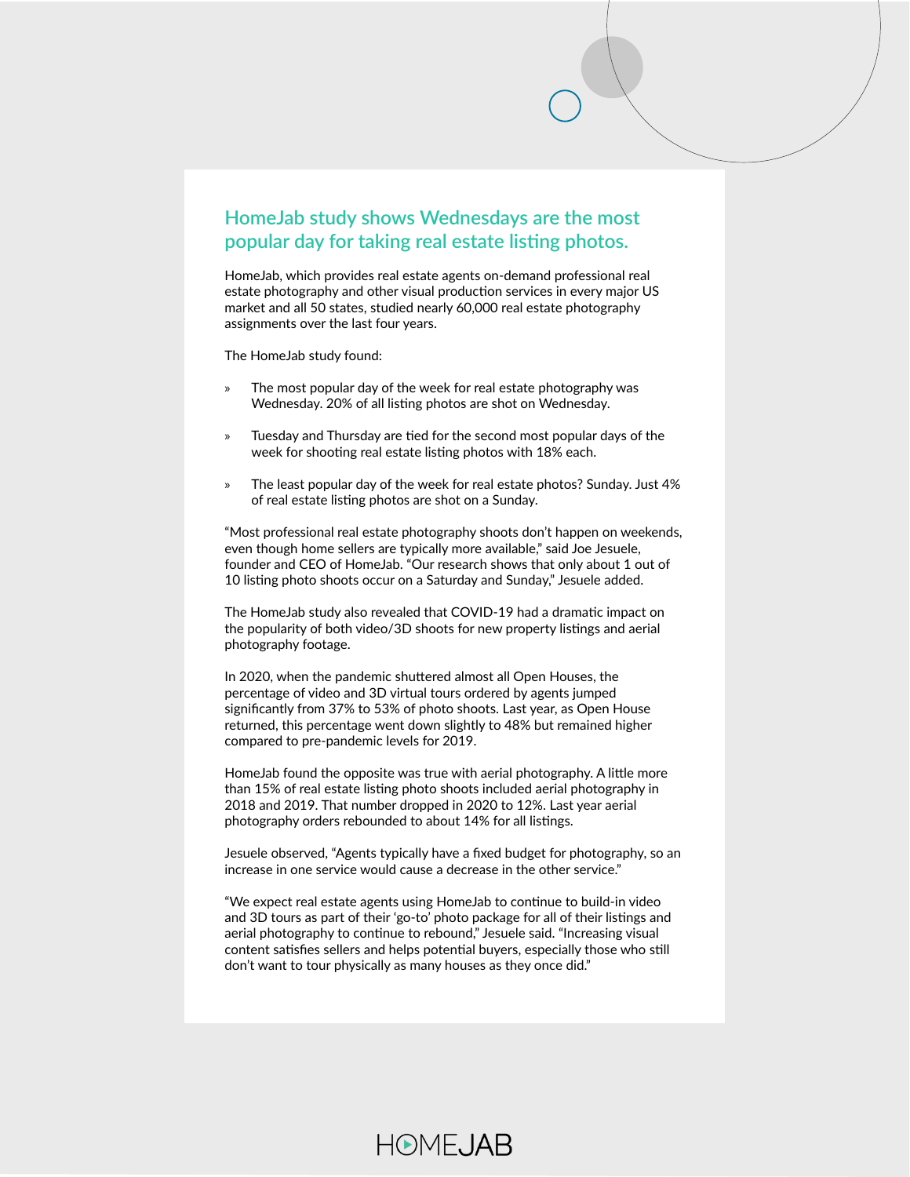## HomeJab study shows Wednesdays are the most popular day for taking real estate listing photos.

HomeJab, which provides real estate agents on-demand professional real estate photography and other visual production services in every major US market and all 50 states, studied nearly 60,000 real estate photography assignments over the last four years.

The HomeJab study found:

- The most popular day of the week for real estate photography was Wednesday. 20% of all listing photos are shot on Wednesday.
- Tuesday and Thursday are tied for the second most popular days of the week for shooting real estate listing photos with 18% each.
- The least popular day of the week for real estate photos? Sunday. Just 4% of real estate listing photos are shot on a Sunday.

"Most professional real estate photography shoots don't happen on weekends, even though home sellers are typically more available," said Joe Jesuele, founder and CEO of HomeJab. "Our research shows that only about 1 out of 10 listing photo shoots occur on a Saturday and Sunday," Jesuele added.

The HomeJab study also revealed that COVID-19 had a dramatic impact on the popularity of both video/3D shoots for new property listings and aerial photography footage.

In 2020, when the pandemic shuttered almost all Open Houses, the percentage of video and 3D virtual tours ordered by agents jumped significantly from 37% to 53% of photo shoots. Last year, as Open House returned, this percentage went down slightly to 48% but remained higher compared to pre-pandemic levels for 2019.

HomeJab found the opposite was true with aerial photography. A little more than 15% of real estate listing photo shoots included aerial photography in 2018 and 2019. That number dropped in 2020 to 12%. Last year aerial photography orders rebounded to about 14% for all listings.

Jesuele observed, "Agents typically have a fixed budget for photography, so an increase in one service would cause a decrease in the other service."

"We expect real estate agents using HomeJab to continue to build-in video and 3D tours as part of their 'go-to' photo package for all of their listings and aerial photography to continue to rebound," Jesuele said. "Increasing visual content satisfies sellers and helps potential buyers, especially those who still don't want to tour physically as many houses as they once did."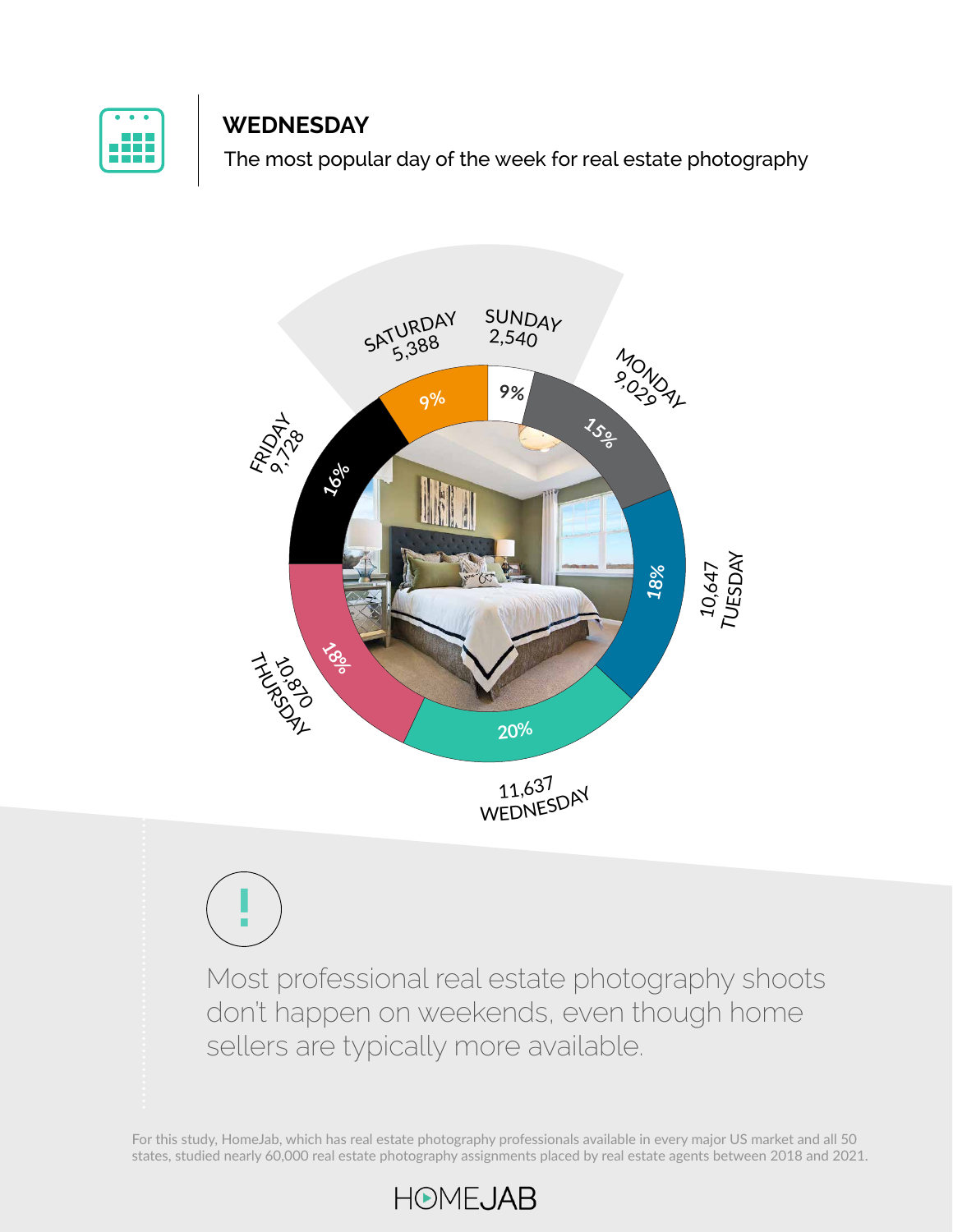## WEDNESDAY

The most popular day of the week for real estate photography

| Day | Assignments | Share |
| --- | --- | --- |
| Sunday | 2,540 | 9% |
| Monday | 9,029 | 15% |
| Tuesday | 10,647 | 18% |
| Wednesday | 11,637 | 20% |
| Thursday | 10,870 | 18% |
| Friday | 9,728 | 16% |
| Saturday | 5,388 | 9% |

!

Most professional real estate photography shoots don't happen on weekends, even though home sellers are typically more available.

For this study, HomeJab, which has real estate photography professionals available in every major US market and all 50 states, studied nearly 60,000 real estate photography assignments placed by real estate agents between 2018 and 2021.

HOMEJAB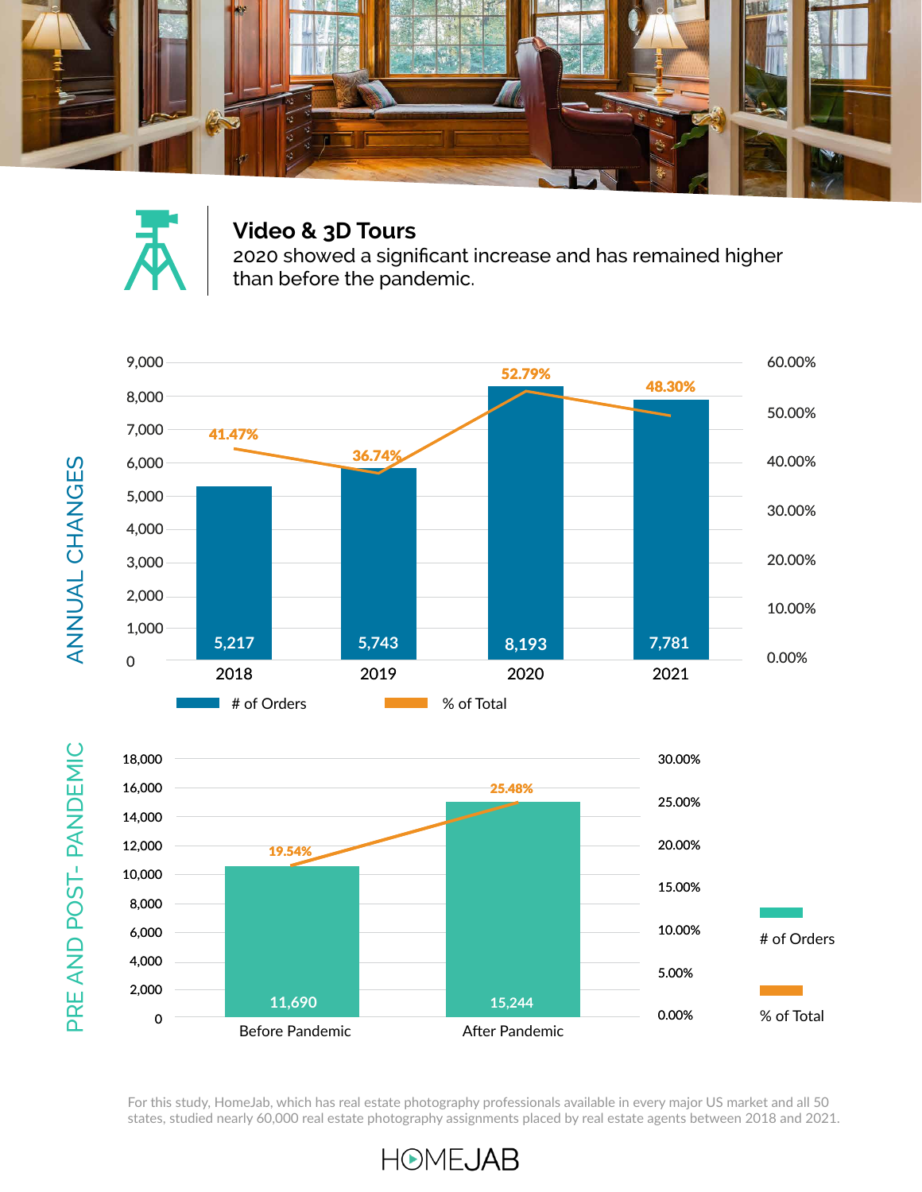## Video & 3D Tours

2020 showed a significant increase and has remained higher than before the pandemic.

### ANNUAL CHANGES

| Year | # of Orders | % of Total |
|---|---|---|
| 2018 | 5,217 | 41.47% |
| 2019 | 5,743 | 36.74% |
| 2020 | 8,193 | 52.79% |
| 2021 | 7,781 | 48.30% |

### PRE AND POST- PANDEMIC

| Period | # of Orders | % of Total |
|---|---|---|
| Before Pandemic | 11,690 | 19.54% |
| After Pandemic | 15,244 | 25.48% |

For this study, HomeJab, which has real estate photography professionals available in every major US market and all 50 states, studied nearly 60,000 real estate photography assignments placed by real estate agents between 2018 and 2021.

HOMEJAB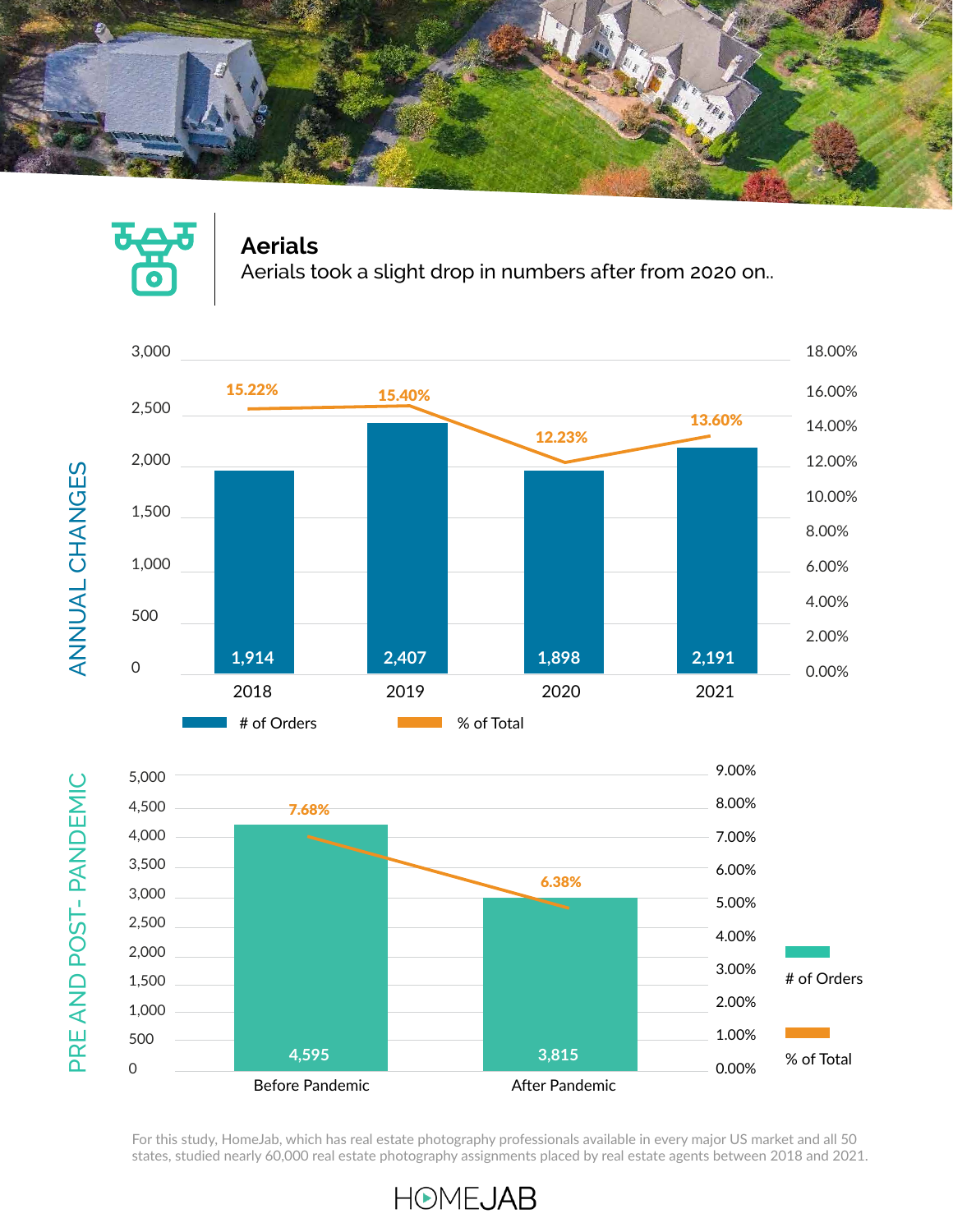## Aerials

Aerials took a slight drop in numbers after from 2020 on..

### ANNUAL CHANGES

| Year | # of Orders | % of Total |
|---|---|---|
| 2018 | 1,914 | 15.22% |
| 2019 | 2,407 | 15.40% |
| 2020 | 1,898 | 12.23% |
| 2021 | 2,191 | 13.60% |

### PRE AND POST- PANDEMIC

| Period | # of Orders | % of Total |
|---|---|---|
| Before Pandemic | 4,595 | 7.68% |
| After Pandemic | 3,815 | 6.38% |

For this study, HomeJab, which has real estate photography professionals available in every major US market and all 50 states, studied nearly 60,000 real estate photography assignments placed by real estate agents between 2018 and 2021.

HOMEJAB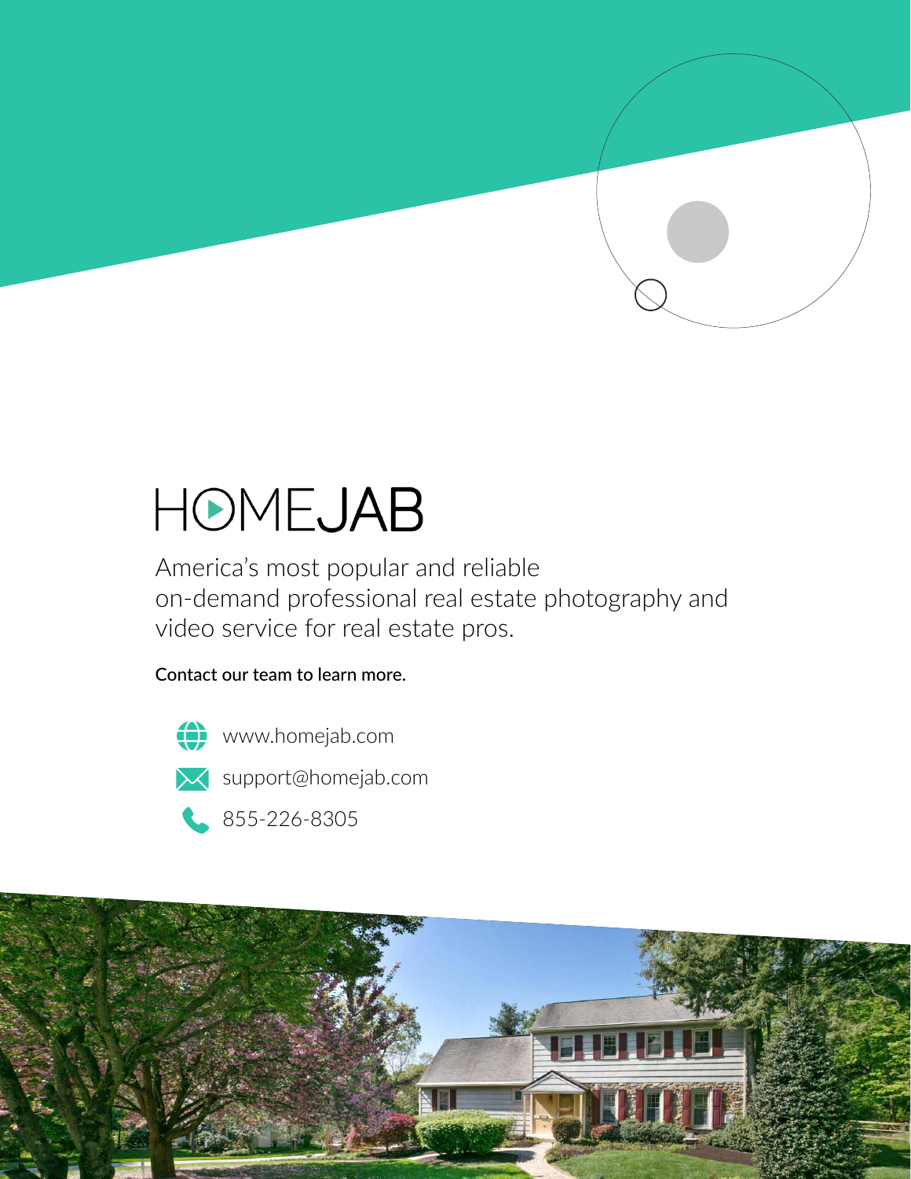# HOMEJAB

America's most popular and reliable on-demand professional real estate photography and video service for real estate pros.

Contact our team to learn more.

www.homejab.com

support@homejab.com

855-226-8305